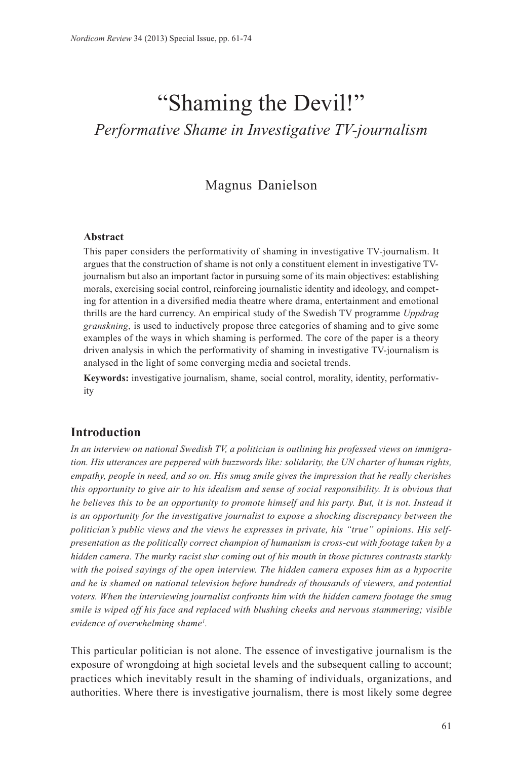# "Shaming the Devil!"

## *Performative Shame in Investigative TV-journalism*

Magnus Danielson

**Abstract**

This paper considers the performativity of shaming in investigative TV-journalism. It argues that the construction of shame is not only a constituent element in investigative TV-journalism but also an important factor in pursuing some of its main objectives: establishing morals, exercising social control, reinforcing journalistic identity and ideology, and competing for attention in a diversified media theatre where drama, entertainment and emotional thrills are the hard currency. An empirical study of the Swedish TV programme *Uppdrag granskning*, is used to inductively propose three categories of shaming and to give some examples of the ways in which shaming is performed. The core of the paper is a theory driven analysis in which the performativity of shaming in investigative TV-journalism is analysed in the light of some converging media and societal trends.

**Keywords:** investigative journalism, shame, social control, morality, identity, performativity

## Introduction

*In an interview on national Swedish TV, a politician is outlining his professed views on immigration. His utterances are peppered with buzzwords like: solidarity, the UN charter of human rights, empathy, people in need, and so on. His smug smile gives the impression that he really cherishes this opportunity to give air to his idealism and sense of social responsibility. It is obvious that he believes this to be an opportunity to promote himself and his party. But, it is not. Instead it is an opportunity for the investigative journalist to expose a shocking discrepancy between the politician's public views and the views he expresses in private, his "true" opinions. His self-presentation as the politically correct champion of humanism is cross-cut with footage taken by a hidden camera. The murky racist slur coming out of his mouth in those pictures contrasts starkly with the poised sayings of the open interview. The hidden camera exposes him as a hypocrite and he is shamed on national television before hundreds of thousands of viewers, and potential voters. When the interviewing journalist confronts him with the hidden camera footage the smug smile is wiped off his face and replaced with blushing cheeks and nervous stammering; visible evidence of overwhelming shame[1].*

This particular politician is not alone. The essence of investigative journalism is the exposure of wrongdoing at high societal levels and the subsequent calling to account; practices which inevitably result in the shaming of individuals, organizations, and authorities. Where there is investigative journalism, there is most likely some degree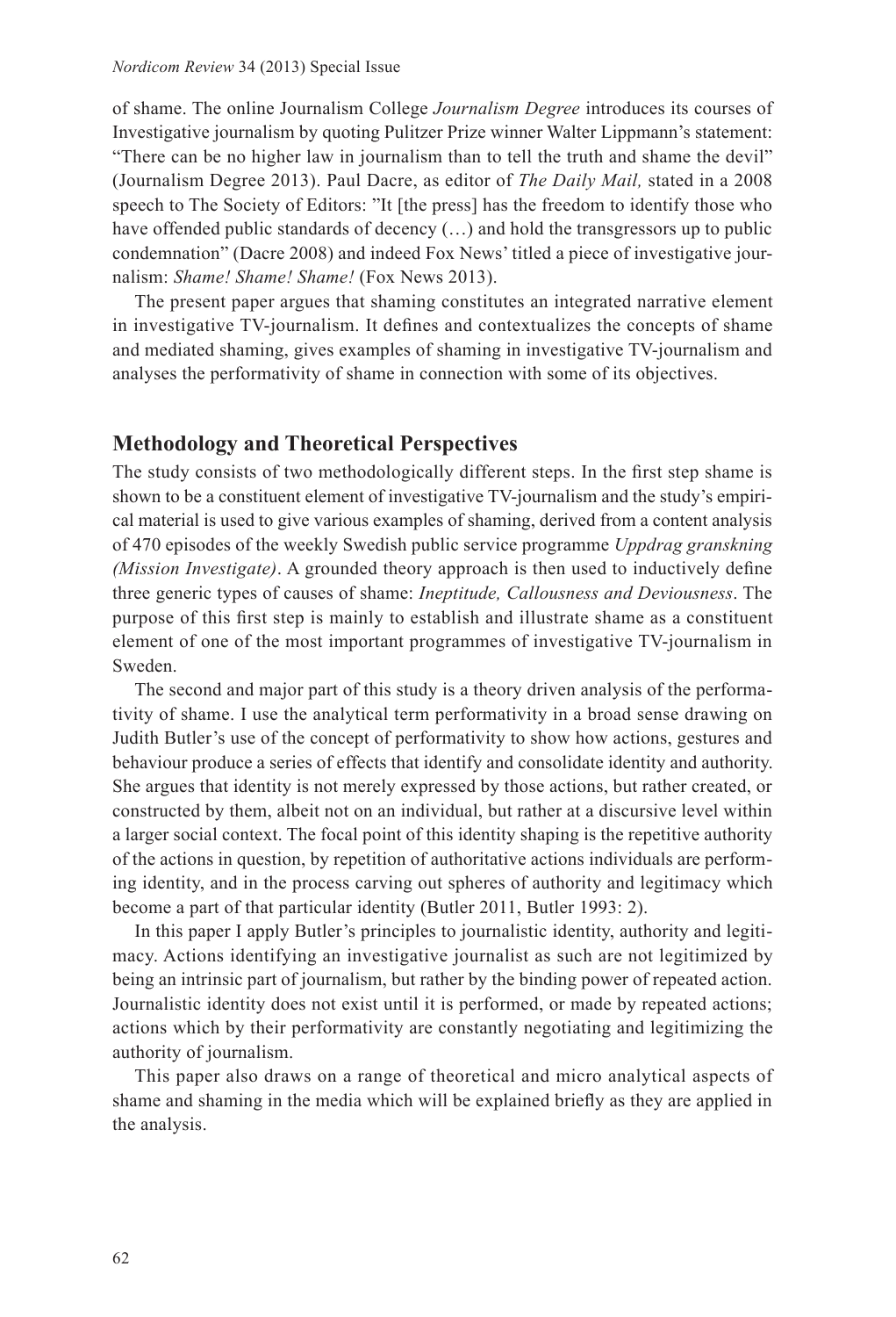of shame. The online Journalism College *Journalism Degree* introduces its courses of Investigative journalism by quoting Pulitzer Prize winner Walter Lippmann's statement: "There can be no higher law in journalism than to tell the truth and shame the devil" (Journalism Degree 2013). Paul Dacre, as editor of *The Daily Mail,* stated in a 2008 speech to The Society of Editors: "It [the press] has the freedom to identify those who have offended public standards of decency (…) and hold the transgressors up to public condemnation" (Dacre 2008) and indeed Fox News' titled a piece of investigative journalism: *Shame! Shame! Shame!* (Fox News 2013).

The present paper argues that shaming constitutes an integrated narrative element in investigative TV-journalism. It defines and contextualizes the concepts of shame and mediated shaming, gives examples of shaming in investigative TV-journalism and analyses the performativity of shame in connection with some of its objectives.

## Methodology and Theoretical Perspectives

The study consists of two methodologically different steps. In the first step shame is shown to be a constituent element of investigative TV-journalism and the study's empirical material is used to give various examples of shaming, derived from a content analysis of 470 episodes of the weekly Swedish public service programme *Uppdrag granskning (Mission Investigate)*. A grounded theory approach is then used to inductively define three generic types of causes of shame: *Ineptitude, Callousness and Deviousness*. The purpose of this first step is mainly to establish and illustrate shame as a constituent element of one of the most important programmes of investigative TV-journalism in Sweden.

The second and major part of this study is a theory driven analysis of the performativity of shame. I use the analytical term performativity in a broad sense drawing on Judith Butler's use of the concept of performativity to show how actions, gestures and behaviour produce a series of effects that identify and consolidate identity and authority. She argues that identity is not merely expressed by those actions, but rather created, or constructed by them, albeit not on an individual, but rather at a discursive level within a larger social context. The focal point of this identity shaping is the repetitive authority of the actions in question, by repetition of authoritative actions individuals are performing identity, and in the process carving out spheres of authority and legitimacy which become a part of that particular identity (Butler 2011, Butler 1993: 2).

In this paper I apply Butler's principles to journalistic identity, authority and legitimacy. Actions identifying an investigative journalist as such are not legitimized by being an intrinsic part of journalism, but rather by the binding power of repeated action. Journalistic identity does not exist until it is performed, or made by repeated actions; actions which by their performativity are constantly negotiating and legitimizing the authority of journalism.

This paper also draws on a range of theoretical and micro analytical aspects of shame and shaming in the media which will be explained briefly as they are applied in the analysis.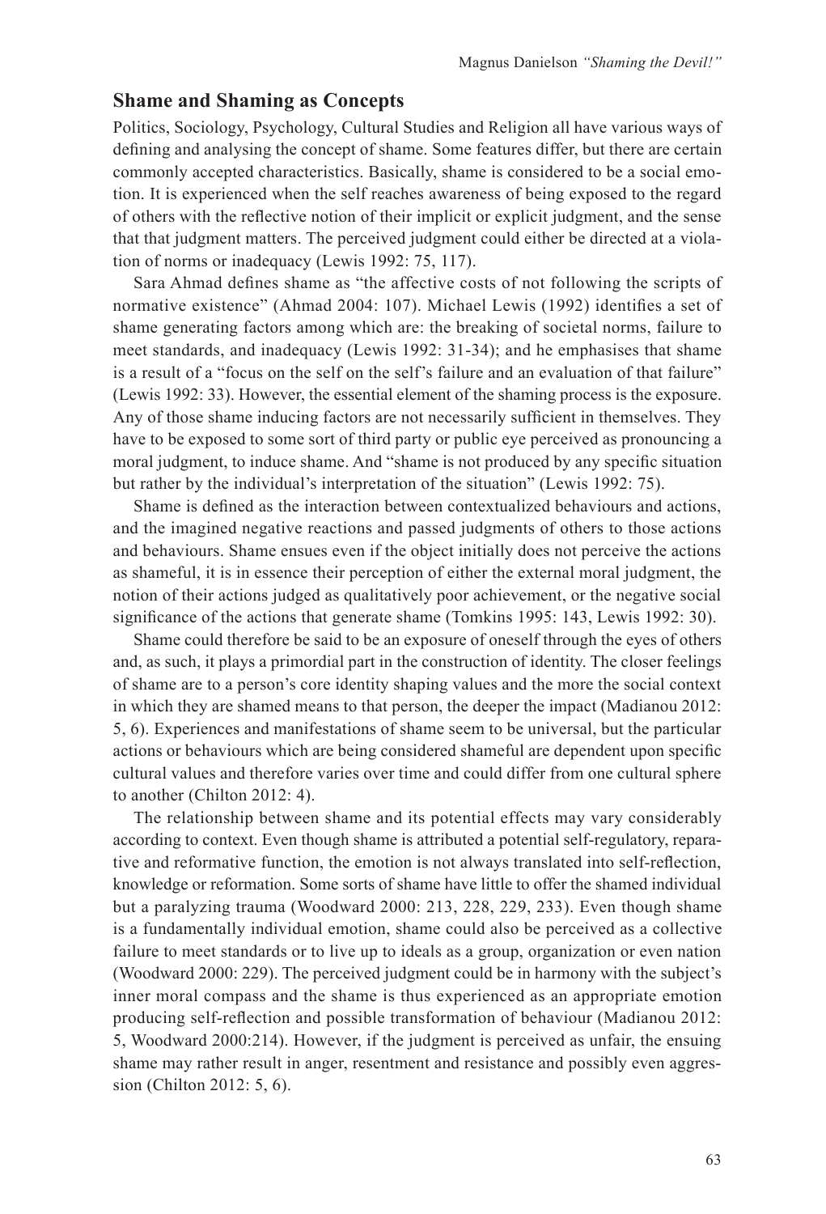## Shame and Shaming as Concepts

Politics, Sociology, Psychology, Cultural Studies and Religion all have various ways of defining and analysing the concept of shame. Some features differ, but there are certain commonly accepted characteristics. Basically, shame is considered to be a social emotion. It is experienced when the self reaches awareness of being exposed to the regard of others with the reflective notion of their implicit or explicit judgment, and the sense that that judgment matters. The perceived judgment could either be directed at a violation of norms or inadequacy (Lewis 1992: 75, 117).

Sara Ahmad defines shame as "the affective costs of not following the scripts of normative existence" (Ahmad 2004: 107). Michael Lewis (1992) identifies a set of shame generating factors among which are: the breaking of societal norms, failure to meet standards, and inadequacy (Lewis 1992: 31-34); and he emphasises that shame is a result of a "focus on the self on the self's failure and an evaluation of that failure" (Lewis 1992: 33). However, the essential element of the shaming process is the exposure. Any of those shame inducing factors are not necessarily sufficient in themselves. They have to be exposed to some sort of third party or public eye perceived as pronouncing a moral judgment, to induce shame. And "shame is not produced by any specific situation but rather by the individual's interpretation of the situation" (Lewis 1992: 75).

Shame is defined as the interaction between contextualized behaviours and actions, and the imagined negative reactions and passed judgments of others to those actions and behaviours. Shame ensues even if the object initially does not perceive the actions as shameful, it is in essence their perception of either the external moral judgment, the notion of their actions judged as qualitatively poor achievement, or the negative social significance of the actions that generate shame (Tomkins 1995: 143, Lewis 1992: 30).

Shame could therefore be said to be an exposure of oneself through the eyes of others and, as such, it plays a primordial part in the construction of identity. The closer feelings of shame are to a person's core identity shaping values and the more the social context in which they are shamed means to that person, the deeper the impact (Madianou 2012: 5, 6). Experiences and manifestations of shame seem to be universal, but the particular actions or behaviours which are being considered shameful are dependent upon specific cultural values and therefore varies over time and could differ from one cultural sphere to another (Chilton 2012: 4).

The relationship between shame and its potential effects may vary considerably according to context. Even though shame is attributed a potential self-regulatory, reparative and reformative function, the emotion is not always translated into self-reflection, knowledge or reformation. Some sorts of shame have little to offer the shamed individual but a paralyzing trauma (Woodward 2000: 213, 228, 229, 233). Even though shame is a fundamentally individual emotion, shame could also be perceived as a collective failure to meet standards or to live up to ideals as a group, organization or even nation (Woodward 2000: 229). The perceived judgment could be in harmony with the subject's inner moral compass and the shame is thus experienced as an appropriate emotion producing self-reflection and possible transformation of behaviour (Madianou 2012: 5, Woodward 2000:214). However, if the judgment is perceived as unfair, the ensuing shame may rather result in anger, resentment and resistance and possibly even aggression (Chilton 2012: 5, 6).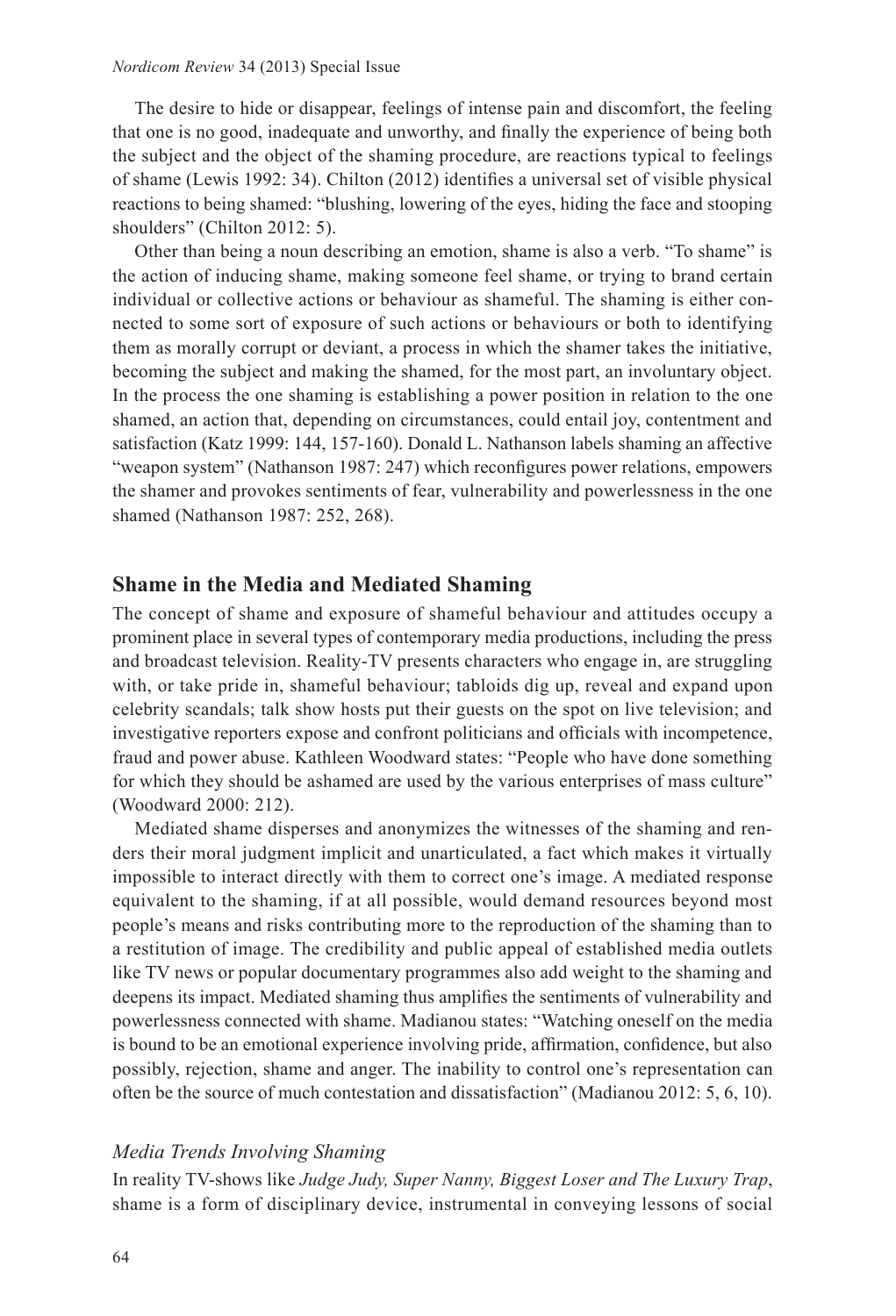The desire to hide or disappear, feelings of intense pain and discomfort, the feeling that one is no good, inadequate and unworthy, and finally the experience of being both the subject and the object of the shaming procedure, are reactions typical to feelings of shame (Lewis 1992: 34). Chilton (2012) identifies a universal set of visible physical reactions to being shamed: "blushing, lowering of the eyes, hiding the face and stooping shoulders" (Chilton 2012: 5).

Other than being a noun describing an emotion, shame is also a verb. "To shame" is the action of inducing shame, making someone feel shame, or trying to brand certain individual or collective actions or behaviour as shameful. The shaming is either connected to some sort of exposure of such actions or behaviours or both to identifying them as morally corrupt or deviant, a process in which the shamer takes the initiative, becoming the subject and making the shamed, for the most part, an involuntary object. In the process the one shaming is establishing a power position in relation to the one shamed, an action that, depending on circumstances, could entail joy, contentment and satisfaction (Katz 1999: 144, 157-160). Donald L. Nathanson labels shaming an affective "weapon system" (Nathanson 1987: 247) which reconfigures power relations, empowers the shamer and provokes sentiments of fear, vulnerability and powerlessness in the one shamed (Nathanson 1987: 252, 268).

## Shame in the Media and Mediated Shaming

The concept of shame and exposure of shameful behaviour and attitudes occupy a prominent place in several types of contemporary media productions, including the press and broadcast television. Reality-TV presents characters who engage in, are struggling with, or take pride in, shameful behaviour; tabloids dig up, reveal and expand upon celebrity scandals; talk show hosts put their guests on the spot on live television; and investigative reporters expose and confront politicians and officials with incompetence, fraud and power abuse. Kathleen Woodward states: "People who have done something for which they should be ashamed are used by the various enterprises of mass culture" (Woodward 2000: 212).

Mediated shame disperses and anonymizes the witnesses of the shaming and renders their moral judgment implicit and unarticulated, a fact which makes it virtually impossible to interact directly with them to correct one's image. A mediated response equivalent to the shaming, if at all possible, would demand resources beyond most people's means and risks contributing more to the reproduction of the shaming than to a restitution of image. The credibility and public appeal of established media outlets like TV news or popular documentary programmes also add weight to the shaming and deepens its impact. Mediated shaming thus amplifies the sentiments of vulnerability and powerlessness connected with shame. Madianou states: "Watching oneself on the media is bound to be an emotional experience involving pride, affirmation, confidence, but also possibly, rejection, shame and anger. The inability to control one's representation can often be the source of much contestation and dissatisfaction" (Madianou 2012: 5, 6, 10).

### *Media Trends Involving Shaming*

In reality TV-shows like *Judge Judy, Super Nanny, Biggest Loser and The Luxury Trap*, shame is a form of disciplinary device, instrumental in conveying lessons of social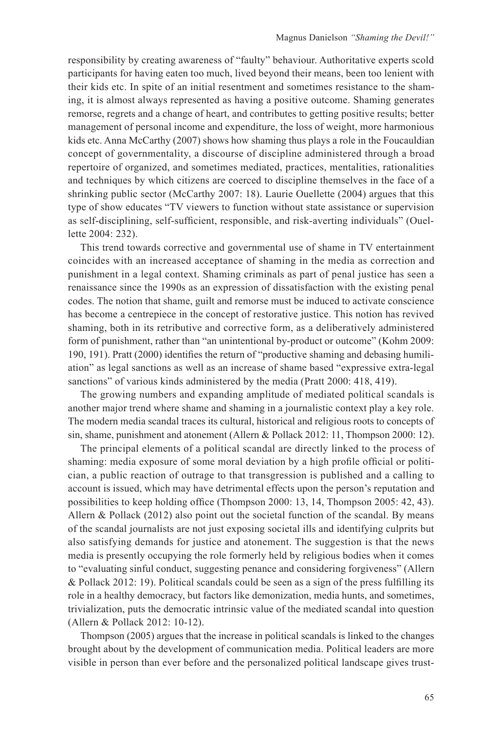responsibility by creating awareness of "faulty" behaviour. Authoritative experts scold participants for having eaten too much, lived beyond their means, been too lenient with their kids etc. In spite of an initial resentment and sometimes resistance to the shaming, it is almost always represented as having a positive outcome. Shaming generates remorse, regrets and a change of heart, and contributes to getting positive results; better management of personal income and expenditure, the loss of weight, more harmonious kids etc. Anna McCarthy (2007) shows how shaming thus plays a role in the Foucauldian concept of governmentality, a discourse of discipline administered through a broad repertoire of organized, and sometimes mediated, practices, mentalities, rationalities and techniques by which citizens are coerced to discipline themselves in the face of a shrinking public sector (McCarthy 2007: 18). Laurie Ouellette (2004) argues that this type of show educates "TV viewers to function without state assistance or supervision as self-disciplining, self-sufficient, responsible, and risk-averting individuals" (Ouellette 2004: 232).

This trend towards corrective and governmental use of shame in TV entertainment coincides with an increased acceptance of shaming in the media as correction and punishment in a legal context. Shaming criminals as part of penal justice has seen a renaissance since the 1990s as an expression of dissatisfaction with the existing penal codes. The notion that shame, guilt and remorse must be induced to activate conscience has become a centrepiece in the concept of restorative justice. This notion has revived shaming, both in its retributive and corrective form, as a deliberatively administered form of punishment, rather than "an unintentional by-product or outcome" (Kohm 2009: 190, 191). Pratt (2000) identifies the return of "productive shaming and debasing humiliation" as legal sanctions as well as an increase of shame based "expressive extra-legal sanctions" of various kinds administered by the media (Pratt 2000: 418, 419).

The growing numbers and expanding amplitude of mediated political scandals is another major trend where shame and shaming in a journalistic context play a key role. The modern media scandal traces its cultural, historical and religious roots to concepts of sin, shame, punishment and atonement (Allern & Pollack 2012: 11, Thompson 2000: 12).

The principal elements of a political scandal are directly linked to the process of shaming: media exposure of some moral deviation by a high profile official or politician, a public reaction of outrage to that transgression is published and a calling to account is issued, which may have detrimental effects upon the person's reputation and possibilities to keep holding office (Thompson 2000: 13, 14, Thompson 2005: 42, 43). Allern & Pollack (2012) also point out the societal function of the scandal. By means of the scandal journalists are not just exposing societal ills and identifying culprits but also satisfying demands for justice and atonement. The suggestion is that the news media is presently occupying the role formerly held by religious bodies when it comes to "evaluating sinful conduct, suggesting penance and considering forgiveness" (Allern & Pollack 2012: 19). Political scandals could be seen as a sign of the press fulfilling its role in a healthy democracy, but factors like demonization, media hunts, and sometimes, trivialization, puts the democratic intrinsic value of the mediated scandal into question (Allern & Pollack 2012: 10-12).

Thompson (2005) argues that the increase in political scandals is linked to the changes brought about by the development of communication media. Political leaders are more visible in person than ever before and the personalized political landscape gives trust-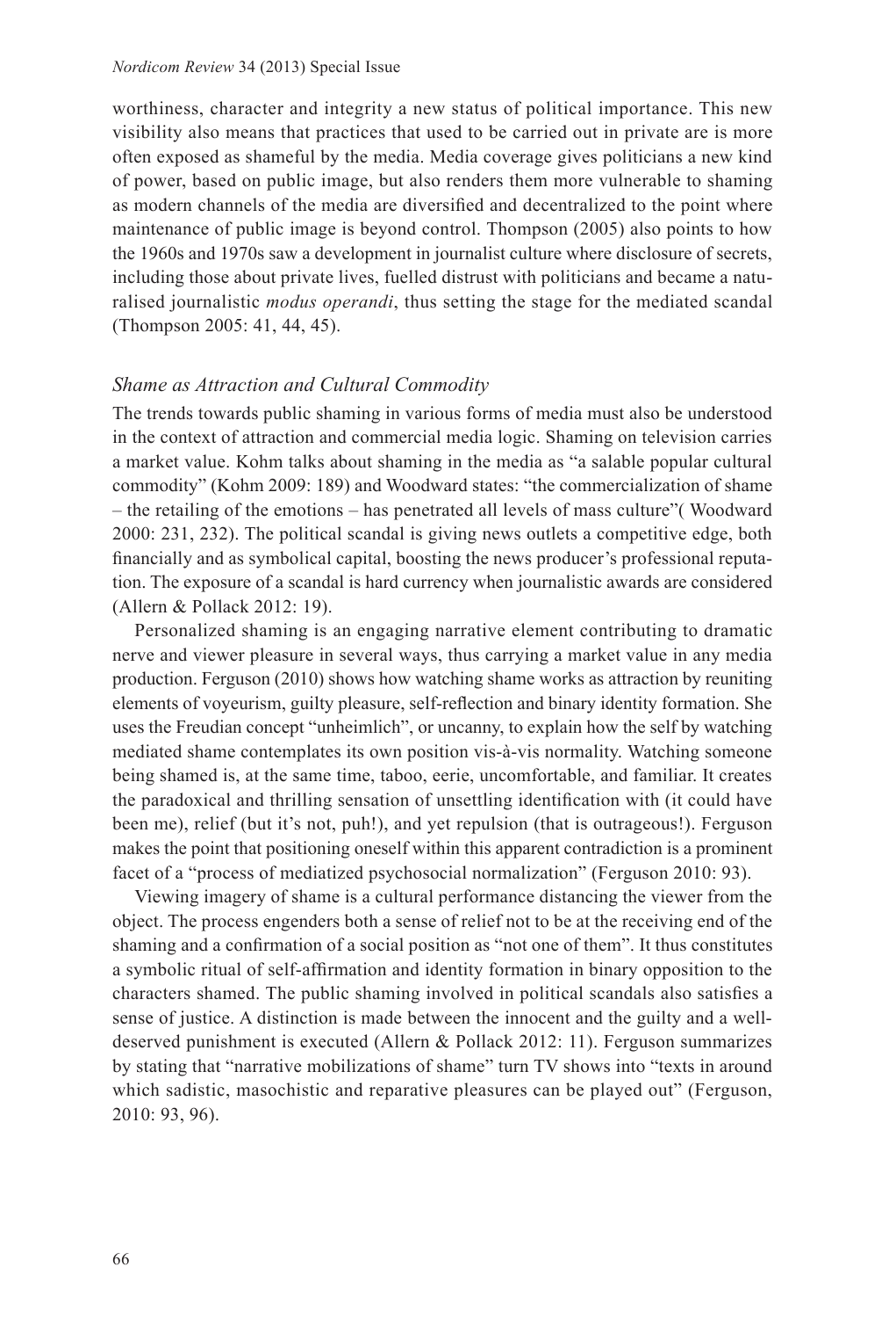worthiness, character and integrity a new status of political importance. This new visibility also means that practices that used to be carried out in private are is more often exposed as shameful by the media. Media coverage gives politicians a new kind of power, based on public image, but also renders them more vulnerable to shaming as modern channels of the media are diversified and decentralized to the point where maintenance of public image is beyond control. Thompson (2005) also points to how the 1960s and 1970s saw a development in journalist culture where disclosure of secrets, including those about private lives, fuelled distrust with politicians and became a naturalised journalistic *modus operandi*, thus setting the stage for the mediated scandal (Thompson 2005: 41, 44, 45).

## *Shame as Attraction and Cultural Commodity*

The trends towards public shaming in various forms of media must also be understood in the context of attraction and commercial media logic. Shaming on television carries a market value. Kohm talks about shaming in the media as "a salable popular cultural commodity" (Kohm 2009: 189) and Woodward states: "the commercialization of shame – the retailing of the emotions – has penetrated all levels of mass culture"( Woodward 2000: 231, 232). The political scandal is giving news outlets a competitive edge, both financially and as symbolical capital, boosting the news producer's professional reputation. The exposure of a scandal is hard currency when journalistic awards are considered (Allern & Pollack 2012: 19).

Personalized shaming is an engaging narrative element contributing to dramatic nerve and viewer pleasure in several ways, thus carrying a market value in any media production. Ferguson (2010) shows how watching shame works as attraction by reuniting elements of voyeurism, guilty pleasure, self-reflection and binary identity formation. She uses the Freudian concept "unheimlich", or uncanny, to explain how the self by watching mediated shame contemplates its own position vis-à-vis normality. Watching someone being shamed is, at the same time, taboo, eerie, uncomfortable, and familiar. It creates the paradoxical and thrilling sensation of unsettling identification with (it could have been me), relief (but it's not, puh!), and yet repulsion (that is outrageous!). Ferguson makes the point that positioning oneself within this apparent contradiction is a prominent facet of a "process of mediatized psychosocial normalization" (Ferguson 2010: 93).

Viewing imagery of shame is a cultural performance distancing the viewer from the object. The process engenders both a sense of relief not to be at the receiving end of the shaming and a confirmation of a social position as "not one of them". It thus constitutes a symbolic ritual of self-affirmation and identity formation in binary opposition to the characters shamed. The public shaming involved in political scandals also satisfies a sense of justice. A distinction is made between the innocent and the guilty and a well-deserved punishment is executed (Allern & Pollack 2012: 11). Ferguson summarizes by stating that "narrative mobilizations of shame" turn TV shows into "texts in around which sadistic, masochistic and reparative pleasures can be played out" (Ferguson, 2010: 93, 96).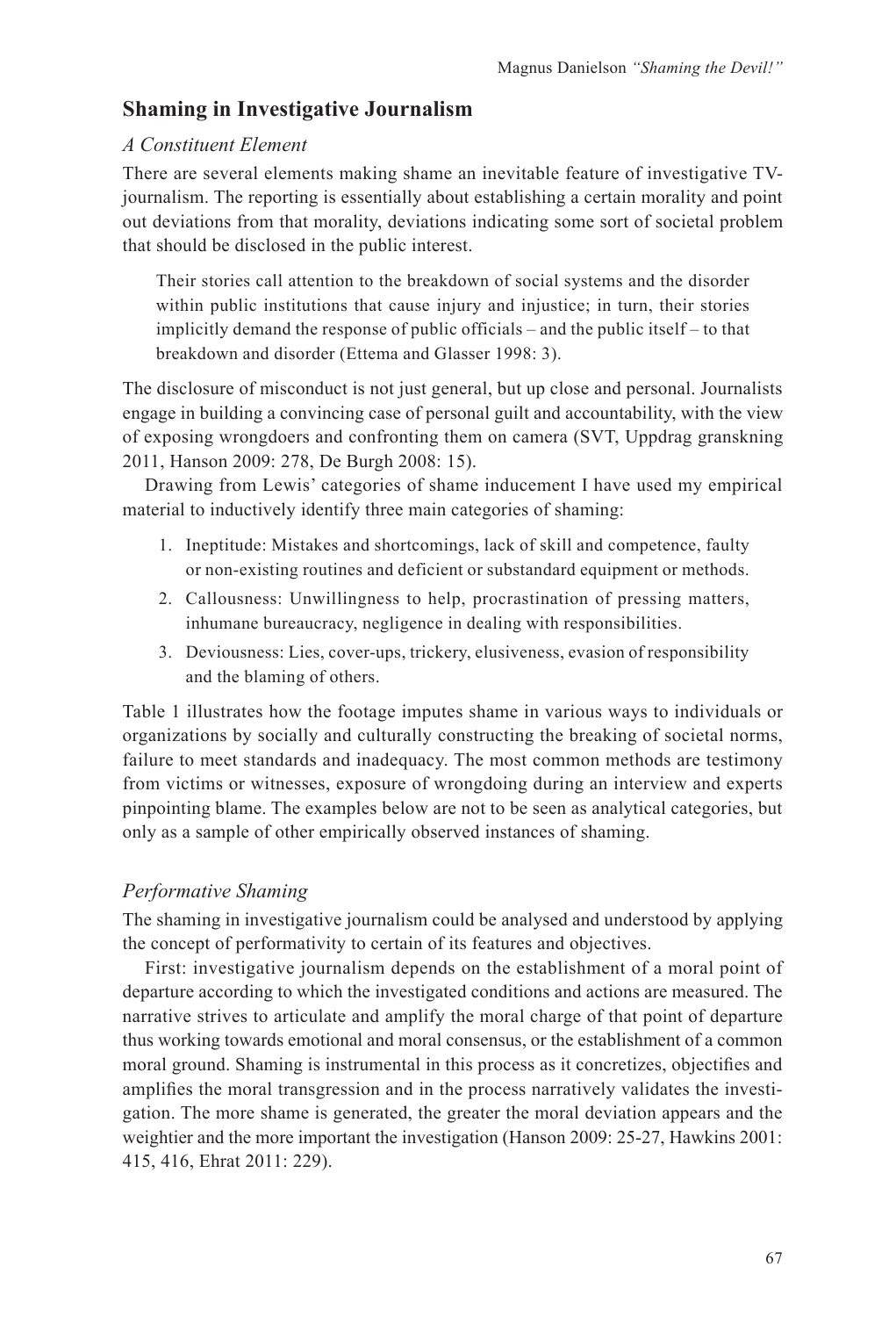## Shaming in Investigative Journalism

### *A Constituent Element*

There are several elements making shame an inevitable feature of investigative TV-journalism. The reporting is essentially about establishing a certain morality and point out deviations from that morality, deviations indicating some sort of societal problem that should be disclosed in the public interest.

> Their stories call attention to the breakdown of social systems and the disorder within public institutions that cause injury and injustice; in turn, their stories implicitly demand the response of public officials – and the public itself – to that breakdown and disorder (Ettema and Glasser 1998: 3).

The disclosure of misconduct is not just general, but up close and personal. Journalists engage in building a convincing case of personal guilt and accountability, with the view of exposing wrongdoers and confronting them on camera (SVT, Uppdrag granskning 2011, Hanson 2009: 278, De Burgh 2008: 15).

Drawing from Lewis' categories of shame inducement I have used my empirical material to inductively identify three main categories of shaming:

1. Ineptitude: Mistakes and shortcomings, lack of skill and competence, faulty or non-existing routines and deficient or substandard equipment or methods.
2. Callousness: Unwillingness to help, procrastination of pressing matters, inhumane bureaucracy, negligence in dealing with responsibilities.
3. Deviousness: Lies, cover-ups, trickery, elusiveness, evasion of responsibility and the blaming of others.

Table 1 illustrates how the footage imputes shame in various ways to individuals or organizations by socially and culturally constructing the breaking of societal norms, failure to meet standards and inadequacy. The most common methods are testimony from victims or witnesses, exposure of wrongdoing during an interview and experts pinpointing blame. The examples below are not to be seen as analytical categories, but only as a sample of other empirically observed instances of shaming.

### *Performative Shaming*

The shaming in investigative journalism could be analysed and understood by applying the concept of performativity to certain of its features and objectives.

First: investigative journalism depends on the establishment of a moral point of departure according to which the investigated conditions and actions are measured. The narrative strives to articulate and amplify the moral charge of that point of departure thus working towards emotional and moral consensus, or the establishment of a common moral ground. Shaming is instrumental in this process as it concretizes, objectifies and amplifies the moral transgression and in the process narratively validates the investigation. The more shame is generated, the greater the moral deviation appears and the weightier and the more important the investigation (Hanson 2009: 25-27, Hawkins 2001: 415, 416, Ehrat 2011: 229).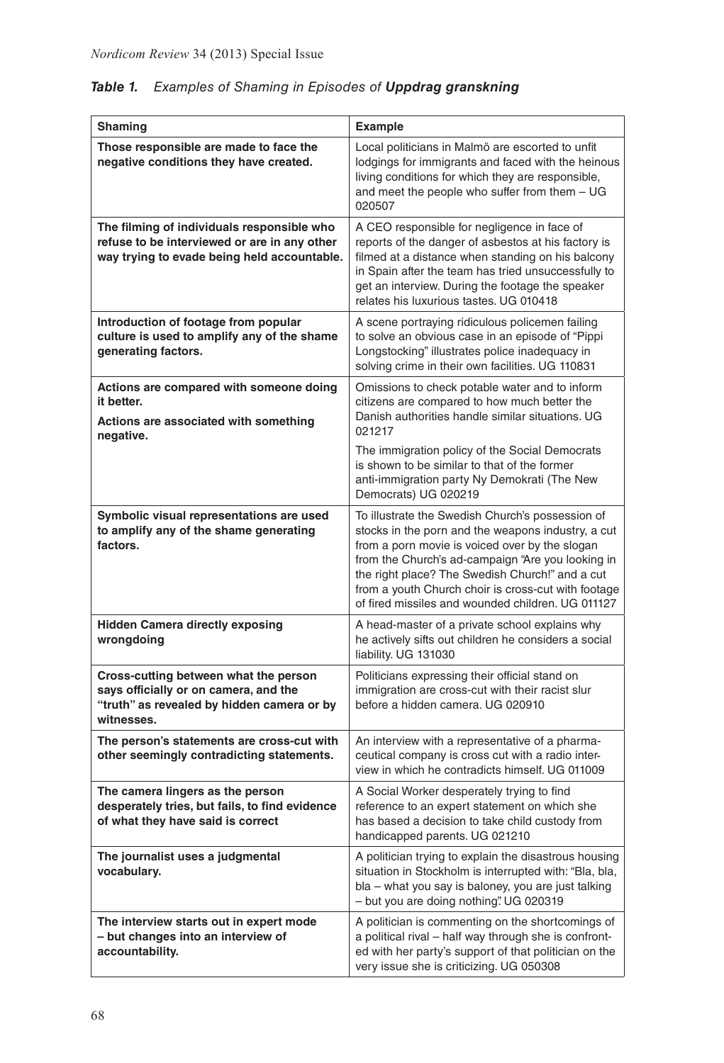***Table 1.** Examples of Shaming in Episodes of **Uppdrag granskning***

| Shaming | Example |
|---|---|
| **Those responsible are made to face the negative conditions they have created.** | Local politicians in Malmö are escorted to unfit lodgings for immigrants and faced with the heinous living conditions for which they are responsible, and meet the people who suffer from them – UG 020507 |
| **The filming of individuals responsible who refuse to be interviewed or are in any other way trying to evade being held accountable.** | A CEO responsible for negligence in face of reports of the danger of asbestos at his factory is filmed at a distance when standing on his balcony in Spain after the team has tried unsuccessfully to get an interview. During the footage the speaker relates his luxurious tastes. UG 010418 |
| **Introduction of footage from popular culture is used to amplify any of the shame generating factors.** | A scene portraying ridiculous policemen failing to solve an obvious case in an episode of "Pippi Longstocking" illustrates police inadequacy in solving crime in their own facilities. UG 110831 |
| **Actions are compared with someone doing it better.** **Actions are associated with something negative.** | Omissions to check potable water and to inform citizens are compared to how much better the Danish authorities handle similar situations. UG 021217 The immigration policy of the Social Democrats is shown to be similar to that of the former anti-immigration party Ny Demokrati (The New Democrats) UG 020219 |
| **Symbolic visual representations are used to amplify any of the shame generating factors.** | To illustrate the Swedish Church's possession of stocks in the porn and the weapons industry, a cut from a porn movie is voiced over by the slogan from the Church's ad-campaign "Are you looking in the right place? The Swedish Church!" and a cut from a youth Church choir is cross-cut with footage of fired missiles and wounded children. UG 011127 |
| **Hidden Camera directly exposing wrongdoing** | A head-master of a private school explains why he actively sifts out children he considers a social liability. UG 131030 |
| **Cross-cutting between what the person says officially or on camera, and the "truth" as revealed by hidden camera or by witnesses.** | Politicians expressing their official stand on immigration are cross-cut with their racist slur before a hidden camera. UG 020910 |
| **The person's statements are cross-cut with other seemingly contradicting statements.** | An interview with a representative of a pharmaceutical company is cross cut with a radio interview in which he contradicts himself. UG 011009 |
| **The camera lingers as the person desperately tries, but fails, to find evidence of what they have said is correct** | A Social Worker desperately trying to find reference to an expert statement on which she has based a decision to take child custody from handicapped parents. UG 021210 |
| **The journalist uses a judgmental vocabulary.** | A politician trying to explain the disastrous housing situation in Stockholm is interrupted with: "Bla, bla, bla – what you say is baloney, you are just talking – but you are doing nothing". UG 020319 |
| **The interview starts out in expert mode – but changes into an interview of accountability.** | A politician is commenting on the shortcomings of a political rival – half way through she is confronted with her party's support of that politician on the very issue she is criticizing. UG 050308 |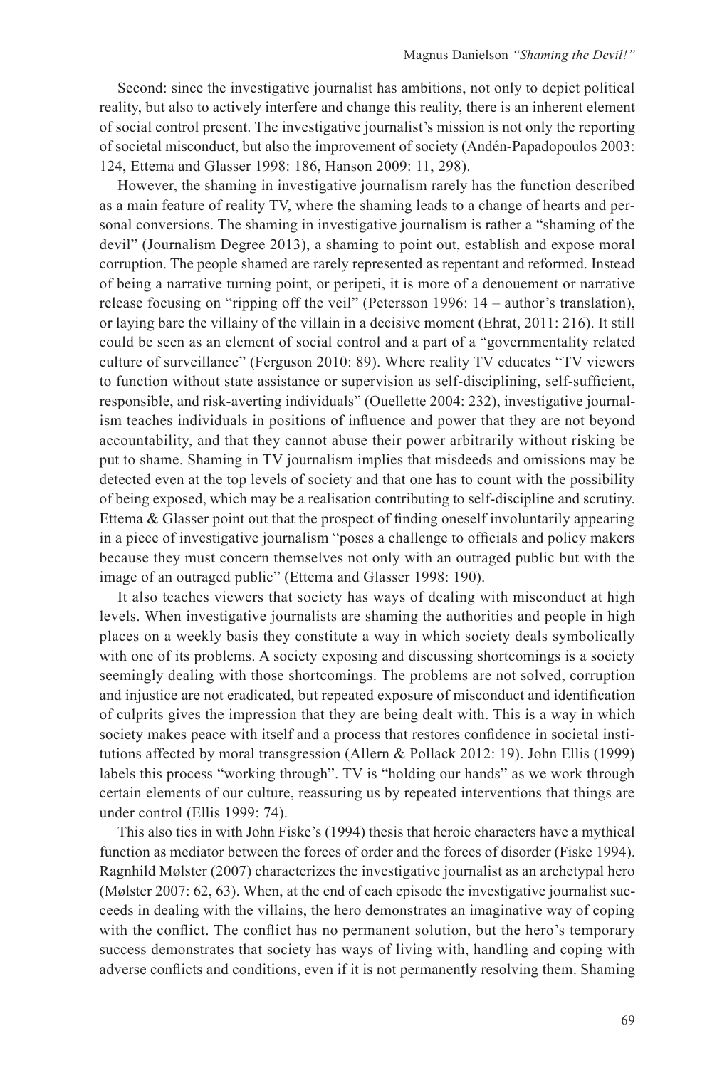Second: since the investigative journalist has ambitions, not only to depict political reality, but also to actively interfere and change this reality, there is an inherent element of social control present. The investigative journalist's mission is not only the reporting of societal misconduct, but also the improvement of society (Andén-Papadopoulos 2003: 124, Ettema and Glasser 1998: 186, Hanson 2009: 11, 298).

However, the shaming in investigative journalism rarely has the function described as a main feature of reality TV, where the shaming leads to a change of hearts and personal conversions. The shaming in investigative journalism is rather a "shaming of the devil" (Journalism Degree 2013), a shaming to point out, establish and expose moral corruption. The people shamed are rarely represented as repentant and reformed. Instead of being a narrative turning point, or peripeti, it is more of a denouement or narrative release focusing on "ripping off the veil" (Petersson 1996: 14 – author's translation), or laying bare the villainy of the villain in a decisive moment (Ehrat, 2011: 216). It still could be seen as an element of social control and a part of a "governmentality related culture of surveillance" (Ferguson 2010: 89). Where reality TV educates "TV viewers to function without state assistance or supervision as self-disciplining, self-sufficient, responsible, and risk-averting individuals" (Ouellette 2004: 232), investigative journalism teaches individuals in positions of influence and power that they are not beyond accountability, and that they cannot abuse their power arbitrarily without risking be put to shame. Shaming in TV journalism implies that misdeeds and omissions may be detected even at the top levels of society and that one has to count with the possibility of being exposed, which may be a realisation contributing to self-discipline and scrutiny. Ettema & Glasser point out that the prospect of finding oneself involuntarily appearing in a piece of investigative journalism "poses a challenge to officials and policy makers because they must concern themselves not only with an outraged public but with the image of an outraged public" (Ettema and Glasser 1998: 190).

It also teaches viewers that society has ways of dealing with misconduct at high levels. When investigative journalists are shaming the authorities and people in high places on a weekly basis they constitute a way in which society deals symbolically with one of its problems. A society exposing and discussing shortcomings is a society seemingly dealing with those shortcomings. The problems are not solved, corruption and injustice are not eradicated, but repeated exposure of misconduct and identification of culprits gives the impression that they are being dealt with. This is a way in which society makes peace with itself and a process that restores confidence in societal institutions affected by moral transgression (Allern & Pollack 2012: 19). John Ellis (1999) labels this process "working through". TV is "holding our hands" as we work through certain elements of our culture, reassuring us by repeated interventions that things are under control (Ellis 1999: 74).

This also ties in with John Fiske's (1994) thesis that heroic characters have a mythical function as mediator between the forces of order and the forces of disorder (Fiske 1994). Ragnhild Mølster (2007) characterizes the investigative journalist as an archetypal hero (Mølster 2007: 62, 63). When, at the end of each episode the investigative journalist succeeds in dealing with the villains, the hero demonstrates an imaginative way of coping with the conflict. The conflict has no permanent solution, but the hero's temporary success demonstrates that society has ways of living with, handling and coping with adverse conflicts and conditions, even if it is not permanently resolving them. Shaming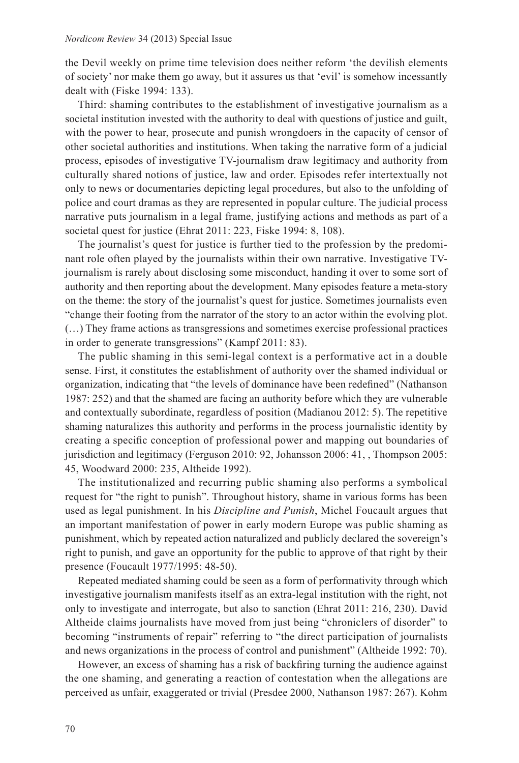the Devil weekly on prime time television does neither reform 'the devilish elements of society' nor make them go away, but it assures us that 'evil' is somehow incessantly dealt with (Fiske 1994: 133).

Third: shaming contributes to the establishment of investigative journalism as a societal institution invested with the authority to deal with questions of justice and guilt, with the power to hear, prosecute and punish wrongdoers in the capacity of censor of other societal authorities and institutions. When taking the narrative form of a judicial process, episodes of investigative TV-journalism draw legitimacy and authority from culturally shared notions of justice, law and order. Episodes refer intertextually not only to news or documentaries depicting legal procedures, but also to the unfolding of police and court dramas as they are represented in popular culture. The judicial process narrative puts journalism in a legal frame, justifying actions and methods as part of a societal quest for justice (Ehrat 2011: 223, Fiske 1994: 8, 108).

The journalist's quest for justice is further tied to the profession by the predominant role often played by the journalists within their own narrative. Investigative TV-journalism is rarely about disclosing some misconduct, handing it over to some sort of authority and then reporting about the development. Many episodes feature a meta-story on the theme: the story of the journalist's quest for justice. Sometimes journalists even "change their footing from the narrator of the story to an actor within the evolving plot. (…) They frame actions as transgressions and sometimes exercise professional practices in order to generate transgressions" (Kampf 2011: 83).

The public shaming in this semi-legal context is a performative act in a double sense. First, it constitutes the establishment of authority over the shamed individual or organization, indicating that "the levels of dominance have been redefined" (Nathanson 1987: 252) and that the shamed are facing an authority before which they are vulnerable and contextually subordinate, regardless of position (Madianou 2012: 5). The repetitive shaming naturalizes this authority and performs in the process journalistic identity by creating a specific conception of professional power and mapping out boundaries of jurisdiction and legitimacy (Ferguson 2010: 92, Johansson 2006: 41, , Thompson 2005: 45, Woodward 2000: 235, Altheide 1992).

The institutionalized and recurring public shaming also performs a symbolical request for "the right to punish". Throughout history, shame in various forms has been used as legal punishment. In his *Discipline and Punish*, Michel Foucault argues that an important manifestation of power in early modern Europe was public shaming as punishment, which by repeated action naturalized and publicly declared the sovereign's right to punish, and gave an opportunity for the public to approve of that right by their presence (Foucault 1977/1995: 48-50).

Repeated mediated shaming could be seen as a form of performativity through which investigative journalism manifests itself as an extra-legal institution with the right, not only to investigate and interrogate, but also to sanction (Ehrat 2011: 216, 230). David Altheide claims journalists have moved from just being "chroniclers of disorder" to becoming "instruments of repair" referring to "the direct participation of journalists and news organizations in the process of control and punishment" (Altheide 1992: 70).

However, an excess of shaming has a risk of backfiring turning the audience against the one shaming, and generating a reaction of contestation when the allegations are perceived as unfair, exaggerated or trivial (Presdee 2000, Nathanson 1987: 267). Kohm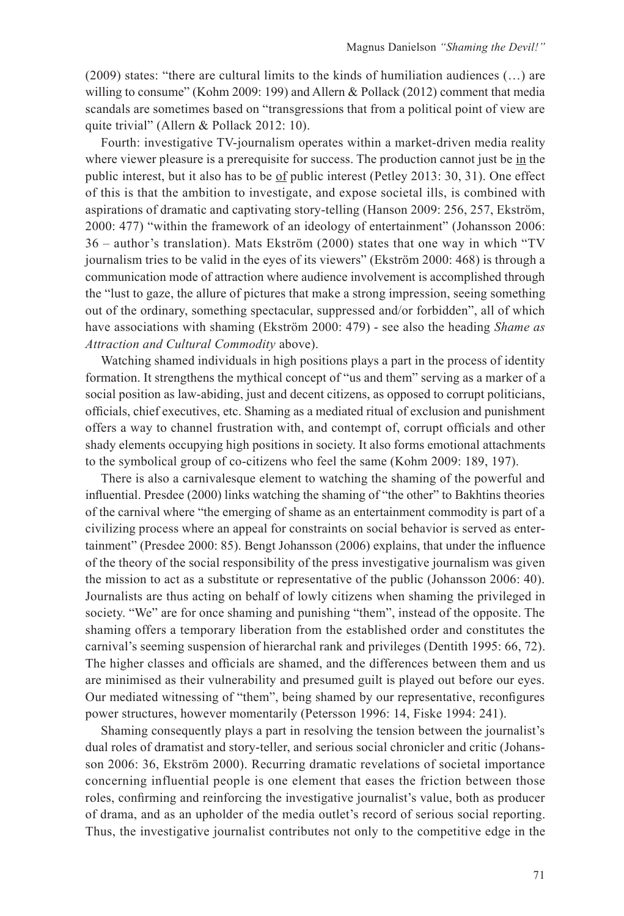(2009) states: "there are cultural limits to the kinds of humiliation audiences (…) are willing to consume" (Kohm 2009: 199) and Allern & Pollack (2012) comment that media scandals are sometimes based on "transgressions that from a political point of view are quite trivial" (Allern & Pollack 2012: 10).

Fourth: investigative TV-journalism operates within a market-driven media reality where viewer pleasure is a prerequisite for success. The production cannot just be <u>in</u> the public interest, but it also has to be <u>of</u> public interest (Petley 2013: 30, 31). One effect of this is that the ambition to investigate, and expose societal ills, is combined with aspirations of dramatic and captivating story-telling (Hanson 2009: 256, 257, Ekström, 2000: 477) "within the framework of an ideology of entertainment" (Johansson 2006: 36 – author's translation). Mats Ekström (2000) states that one way in which "TV journalism tries to be valid in the eyes of its viewers" (Ekström 2000: 468) is through a communication mode of attraction where audience involvement is accomplished through the "lust to gaze, the allure of pictures that make a strong impression, seeing something out of the ordinary, something spectacular, suppressed and/or forbidden", all of which have associations with shaming (Ekström 2000: 479) - see also the heading *Shame as Attraction and Cultural Commodity* above).

Watching shamed individuals in high positions plays a part in the process of identity formation. It strengthens the mythical concept of "us and them" serving as a marker of a social position as law-abiding, just and decent citizens, as opposed to corrupt politicians, officials, chief executives, etc. Shaming as a mediated ritual of exclusion and punishment offers a way to channel frustration with, and contempt of, corrupt officials and other shady elements occupying high positions in society. It also forms emotional attachments to the symbolical group of co-citizens who feel the same (Kohm 2009: 189, 197).

There is also a carnivalesque element to watching the shaming of the powerful and influential. Presdee (2000) links watching the shaming of "the other" to Bakhtins theories of the carnival where "the emerging of shame as an entertainment commodity is part of a civilizing process where an appeal for constraints on social behavior is served as entertainment" (Presdee 2000: 85). Bengt Johansson (2006) explains, that under the influence of the theory of the social responsibility of the press investigative journalism was given the mission to act as a substitute or representative of the public (Johansson 2006: 40). Journalists are thus acting on behalf of lowly citizens when shaming the privileged in society. "We" are for once shaming and punishing "them", instead of the opposite. The shaming offers a temporary liberation from the established order and constitutes the carnival's seeming suspension of hierarchal rank and privileges (Dentith 1995: 66, 72). The higher classes and officials are shamed, and the differences between them and us are minimised as their vulnerability and presumed guilt is played out before our eyes. Our mediated witnessing of "them", being shamed by our representative, reconfigures power structures, however momentarily (Petersson 1996: 14, Fiske 1994: 241).

Shaming consequently plays a part in resolving the tension between the journalist's dual roles of dramatist and story-teller, and serious social chronicler and critic (Johansson 2006: 36, Ekström 2000). Recurring dramatic revelations of societal importance concerning influential people is one element that eases the friction between those roles, confirming and reinforcing the investigative journalist's value, both as producer of drama, and as an upholder of the media outlet's record of serious social reporting. Thus, the investigative journalist contributes not only to the competitive edge in the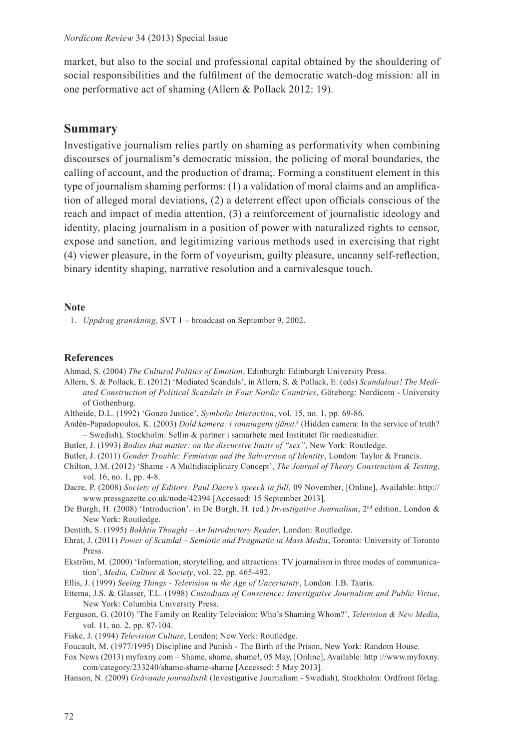market, but also to the social and professional capital obtained by the shouldering of social responsibilities and the fulfilment of the democratic watch-dog mission: all in one performative act of shaming (Allern & Pollack 2012: 19).

## Summary

Investigative journalism relies partly on shaming as performativity when combining discourses of journalism's democratic mission, the policing of moral boundaries, the calling of account, and the production of drama;. Forming a constituent element in this type of journalism shaming performs: (1) a validation of moral claims and an amplification of alleged moral deviations, (2) a deterrent effect upon officials conscious of the reach and impact of media attention, (3) a reinforcement of journalistic ideology and identity, placing journalism in a position of power with naturalized rights to censor, expose and sanction, and legitimizing various methods used in exercising that right (4) viewer pleasure, in the form of voyeurism, guilty pleasure, uncanny self-reflection, binary identity shaping, narrative resolution and a carnivalesque touch.

### Note

1. *Uppdrag granskning*, SVT 1 – broadcast on September 9, 2002.

### References

Ahmad, S. (2004) *The Cultural Politics of Emotion*, Edinburgh: Edinburgh University Press.

Allern, S. & Pollack, E. (2012) 'Mediated Scandals', in Allern, S. & Pollack, E. (eds) *Scandalous! The Mediated Construction of Political Scandals in Four Nordic Countries*, Göteborg: Nordicom - University of Gothenburg.

Altheide, D.L. (1992) 'Gonzo Justice', *Symbolic Interaction*, vol. 15, no. 1, pp. 69-86.

Andén-Papadopoulos, K. (2003) *Dold kamera: i sanningens tjänst?* (Hidden camera: In the service of truth? – Swedish), Stockholm: Sellin & partner i samarbete med Institutet för mediestudier.

Butler, J. (1993) *Bodies that matter: on the discursive limits of "sex"*, New York: Routledge.

Butler, J. (2011) *Gender Trouble: Feminism and the Subversion of Identity*, London: Taylor & Francis.

Chilton, J.M. (2012) 'Shame - A Multidisciplinary Concept', *The Journal of Theory Construction & Testing*, vol. 16, no. 1, pp. 4-8.

Dacre, P. (2008) *Society of Editors: Paul Dacre's speech in full,* 09 November, [Online], Available: http://www.pressgazette.co.uk/node/42394 [Accessed: 15 September 2013].

De Burgh, H. (2008) 'Introduction', in De Burgh, H. (ed.) *Investigative Journalism*, 2nd edition, London & New York: Routledge.

Dentith, S. (1995) *Bakhtin Thought – An Introductory Reader*, London: Routledge.

Ehrat, J. (2011) *Power of Scandal – Semiotic and Pragmatic in Mass Media*, Toronto: University of Toronto Press.

Ekström, M. (2000) 'Information, storytelling, and attractions: TV journalism in three modes of communication', *Media, Culture & Society*, vol. 22, pp. 465-492.

Ellis, J. (1999) *Seeing Things - Television in the Age of Uncertainty*, London: I.B. Tauris.

Ettema, J.S. & Glasser, T.L. (1998) *Custodians of Conscience: Investigative Journalism and Public Virtue*, New York: Columbia University Press.

Ferguson, G. (2010) 'The Family on Reality Television: Who's Shaming Whom?', *Television & New Media*, vol. 11, no. 2, pp. 87-104.

Fiske, J. (1994) *Television Culture*, London; New York: Routledge.

Foucault, M. (1977/1995) Discipline and Punish - The Birth of the Prison, New York: Random House.

Fox News (2013) myfoxny.com – Shame, shame, shame!, 05 May, [Online], Available: http ://www.myfoxny.com/category/233240/shame-shame-shame [Accessed: 5 May 2013].

Hanson, N. (2009) *Grävande journalistik* (Investigative Journalism - Swedish), Stockholm: Ordfront förlag.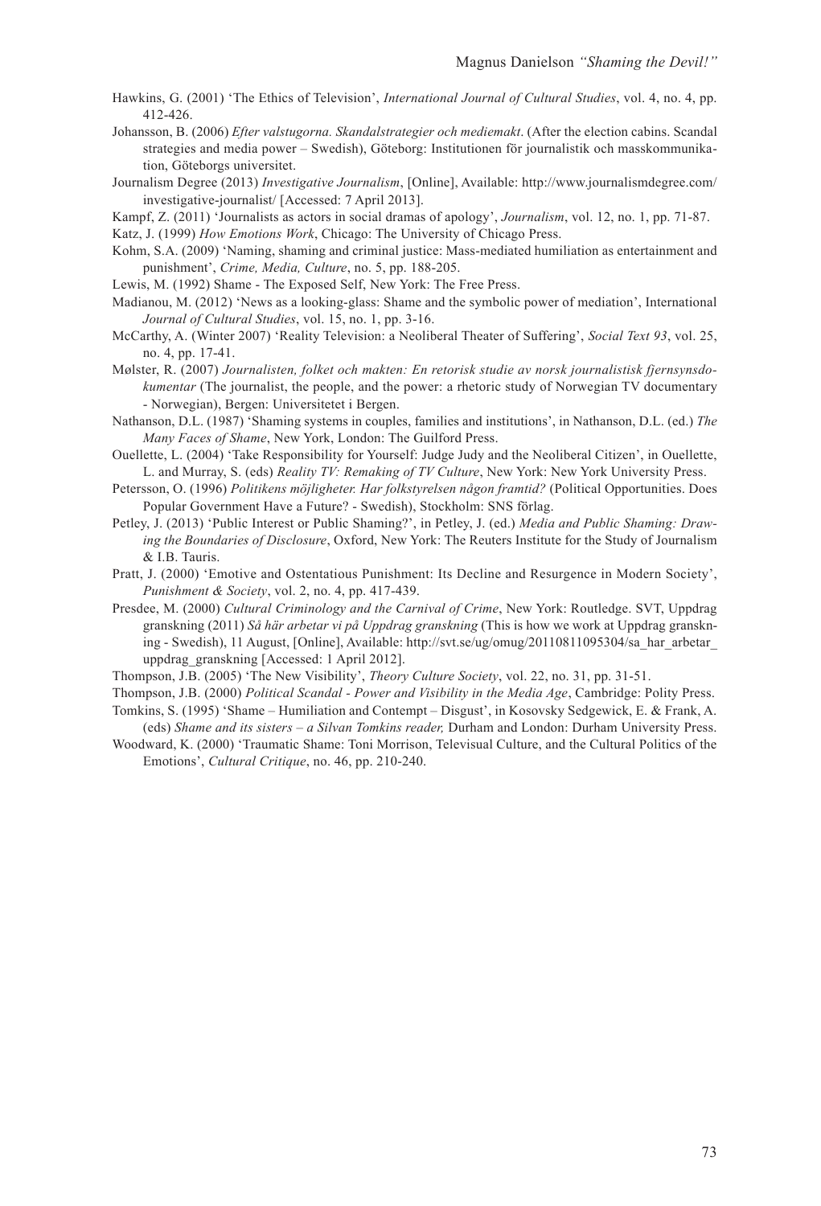Hawkins, G. (2001) 'The Ethics of Television', *International Journal of Cultural Studies*, vol. 4, no. 4, pp. 412-426.

Johansson, B. (2006) *Efter valstugorna. Skandalstrategier och mediemakt*. (After the election cabins. Scandal strategies and media power – Swedish), Göteborg: Institutionen för journalistik och masskommunikation, Göteborgs universitet.

Journalism Degree (2013) *Investigative Journalism*, [Online], Available: http://www.journalismdegree.com/investigative-journalist/ [Accessed: 7 April 2013].

Kampf, Z. (2011) 'Journalists as actors in social dramas of apology', *Journalism*, vol. 12, no. 1, pp. 71-87.

Katz, J. (1999) *How Emotions Work*, Chicago: The University of Chicago Press.

Kohm, S.A. (2009) 'Naming, shaming and criminal justice: Mass-mediated humiliation as entertainment and punishment', *Crime, Media, Culture*, no. 5, pp. 188-205.

Lewis, M. (1992) Shame - The Exposed Self, New York: The Free Press.

Madianou, M. (2012) 'News as a looking-glass: Shame and the symbolic power of mediation', International *Journal of Cultural Studies*, vol. 15, no. 1, pp. 3-16.

McCarthy, A. (Winter 2007) 'Reality Television: a Neoliberal Theater of Suffering', *Social Text 93*, vol. 25, no. 4, pp. 17-41.

Mølster, R. (2007) *Journalisten, folket och makten: En retorisk studie av norsk journalistisk fjernsynsdokumentar* (The journalist, the people, and the power: a rhetoric study of Norwegian TV documentary - Norwegian), Bergen: Universitetet i Bergen.

Nathanson, D.L. (1987) 'Shaming systems in couples, families and institutions', in Nathanson, D.L. (ed.) *The Many Faces of Shame*, New York, London: The Guilford Press.

Ouellette, L. (2004) 'Take Responsibility for Yourself: Judge Judy and the Neoliberal Citizen', in Ouellette, L. and Murray, S. (eds) *Reality TV: Remaking of TV Culture*, New York: New York University Press.

Petersson, O. (1996) *Politikens möjligheter. Har folkstyrelsen någon framtid?* (Political Opportunities. Does Popular Government Have a Future? - Swedish), Stockholm: SNS förlag.

Petley, J. (2013) 'Public Interest or Public Shaming?', in Petley, J. (ed.) *Media and Public Shaming: Drawing the Boundaries of Disclosure*, Oxford, New York: The Reuters Institute for the Study of Journalism & I.B. Tauris.

Pratt, J. (2000) 'Emotive and Ostentatious Punishment: Its Decline and Resurgence in Modern Society', *Punishment & Society*, vol. 2, no. 4, pp. 417-439.

Presdee, M. (2000) *Cultural Criminology and the Carnival of Crime*, New York: Routledge. SVT, Uppdrag granskning (2011) *Så här arbetar vi på Uppdrag granskning* (This is how we work at Uppdrag granskning - Swedish), 11 August, [Online], Available: http://svt.se/ug/omug/20110811095304/sa_har_arbetar_uppdrag_granskning [Accessed: 1 April 2012].

Thompson, J.B. (2005) 'The New Visibility', *Theory Culture Society*, vol. 22, no. 31, pp. 31-51.

Thompson, J.B. (2000) *Political Scandal - Power and Visibility in the Media Age*, Cambridge: Polity Press.

Tomkins, S. (1995) 'Shame – Humiliation and Contempt – Disgust', in Kosovsky Sedgewick, E. & Frank, A. (eds) *Shame and its sisters – a Silvan Tomkins reader,* Durham and London: Durham University Press.

Woodward, K. (2000) 'Traumatic Shame: Toni Morrison, Televisual Culture, and the Cultural Politics of the Emotions', *Cultural Critique*, no. 46, pp. 210-240.